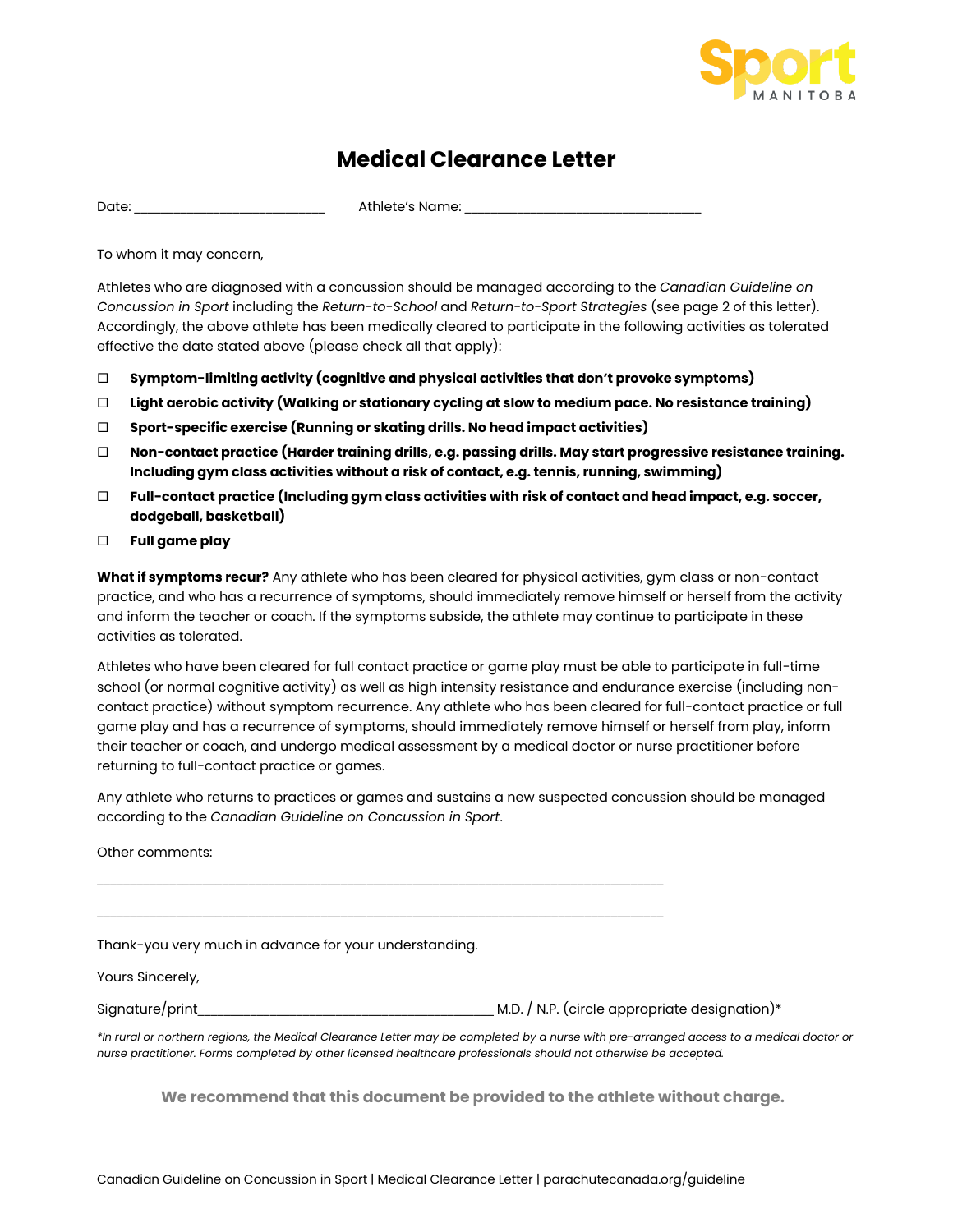Sport MANITOBA

# Medical Clearance Letter

Date: ___________________________ Athlete's Name: _________________________________

To whom it may concern,

Athletes who are diagnosed with a concussion should be managed according to the *Canadian Guideline on Concussion in Sport* including the *Return-to-School* and *Return-to-Sport Strategies* (see page 2 of this letter). Accordingly, the above athlete has been medically cleared to participate in the following activities as tolerated effective the date stated above (please check all that apply):

- ☐ **Symptom-limiting activity (cognitive and physical activities that don't provoke symptoms)**
- ☐ **Light aerobic activity (Walking or stationary cycling at slow to medium pace. No resistance training)**
- ☐ **Sport-specific exercise (Running or skating drills. No head impact activities)**
- ☐ **Non-contact practice (Harder training drills, e.g. passing drills. May start progressive resistance training. Including gym class activities without a risk of contact, e.g. tennis, running, swimming)**
- ☐ **Full-contact practice (Including gym class activities with risk of contact and head impact, e.g. soccer, dodgeball, basketball)**
- ☐ **Full game play**

**What if symptoms recur?** Any athlete who has been cleared for physical activities, gym class or non-contact practice, and who has a recurrence of symptoms, should immediately remove himself or herself from the activity and inform the teacher or coach. If the symptoms subside, the athlete may continue to participate in these activities as tolerated.

Athletes who have been cleared for full contact practice or game play must be able to participate in full-time school (or normal cognitive activity) as well as high intensity resistance and endurance exercise (including non-contact practice) without symptom recurrence. Any athlete who has been cleared for full-contact practice or full game play and has a recurrence of symptoms, should immediately remove himself or herself from play, inform their teacher or coach, and undergo medical assessment by a medical doctor or nurse practitioner before returning to full-contact practice or games.

Any athlete who returns to practices or games and sustains a new suspected concussion should be managed according to the *Canadian Guideline on Concussion in Sport*.

Other comments:

_____________________________________________________________________________

_____________________________________________________________________________

Thank-you very much in advance for your understanding.

Yours Sincerely,

Signature/print_________________________________________ M.D. / N.P. (circle appropriate designation)*

*\*In rural or northern regions, the Medical Clearance Letter may be completed by a nurse with pre-arranged access to a medical doctor or nurse practitioner. Forms completed by other licensed healthcare professionals should not otherwise be accepted.*

**We recommend that this document be provided to the athlete without charge.**

Canadian Guideline on Concussion in Sport | Medical Clearance Letter | parachutecanada.org/guideline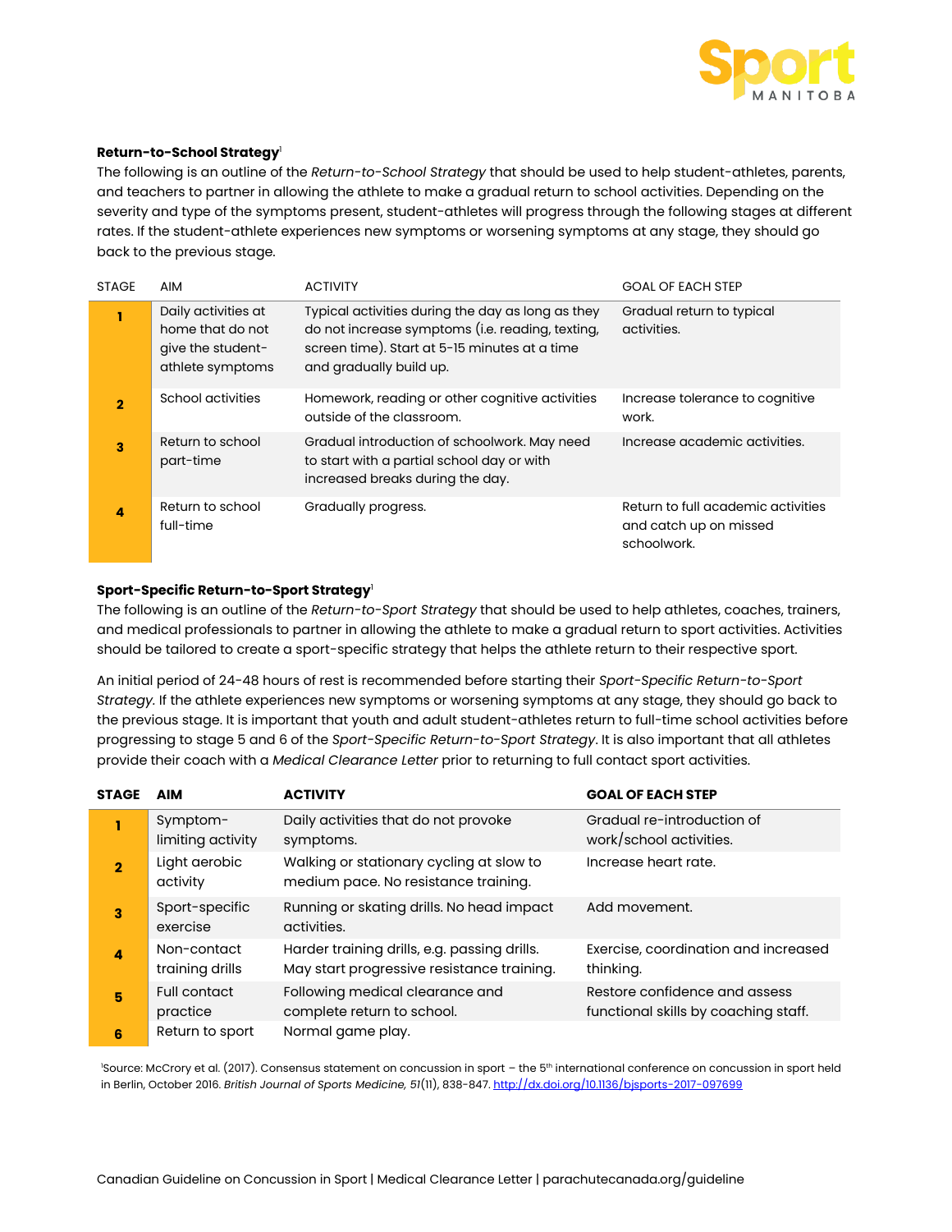**Return-to-School Strategy**[1]

The following is an outline of the *Return-to-School Strategy* that should be used to help student-athletes, parents, and teachers to partner in allowing the athlete to make a gradual return to school activities. Depending on the severity and type of the symptoms present, student-athletes will progress through the following stages at different rates. If the student-athlete experiences new symptoms or worsening symptoms at any stage, they should go back to the previous stage.

| STAGE | AIM | ACTIVITY | GOAL OF EACH STEP |
|---|---|---|---|
| 1 | Daily activities at home that do not give the student-athlete symptoms | Typical activities during the day as long as they do not increase symptoms (i.e. reading, texting, screen time). Start at 5-15 minutes at a time and gradually build up. | Gradual return to typical activities. |
| 2 | School activities | Homework, reading or other cognitive activities outside of the classroom. | Increase tolerance to cognitive work. |
| 3 | Return to school part-time | Gradual introduction of schoolwork. May need to start with a partial school day or with increased breaks during the day. | Increase academic activities. |
| 4 | Return to school full-time | Gradually progress. | Return to full academic activities and catch up on missed schoolwork. |

**Sport-Specific Return-to-Sport Strategy**[1]

The following is an outline of the *Return-to-Sport Strategy* that should be used to help athletes, coaches, trainers, and medical professionals to partner in allowing the athlete to make a gradual return to sport activities. Activities should be tailored to create a sport-specific strategy that helps the athlete return to their respective sport.

An initial period of 24-48 hours of rest is recommended before starting their *Sport-Specific Return-to-Sport Strategy*. If the athlete experiences new symptoms or worsening symptoms at any stage, they should go back to the previous stage. It is important that youth and adult student-athletes return to full-time school activities before progressing to stage 5 and 6 of the *Sport-Specific Return-to-Sport Strategy*. It is also important that all athletes provide their coach with a *Medical Clearance Letter* prior to returning to full contact sport activities.

| STAGE | AIM | ACTIVITY | GOAL OF EACH STEP |
|---|---|---|---|
| 1 | Symptom-limiting activity | Daily activities that do not provoke symptoms. | Gradual re-introduction of work/school activities. |
| 2 | Light aerobic activity | Walking or stationary cycling at slow to medium pace. No resistance training. | Increase heart rate. |
| 3 | Sport-specific exercise | Running or skating drills. No head impact activities. | Add movement. |
| 4 | Non-contact training drills | Harder training drills, e.g. passing drills. May start progressive resistance training. | Exercise, coordination and increased thinking. |
| 5 | Full contact practice | Following medical clearance and complete return to school. | Restore confidence and assess functional skills by coaching staff. |
| 6 | Return to sport | Normal game play. | |

[1]Source: McCrory et al. (2017). Consensus statement on concussion in sport – the 5th international conference on concussion in sport held in Berlin, October 2016. *British Journal of Sports Medicine, 51*(11), 838-847. http://dx.doi.org/10.1136/bjsports-2017-097699